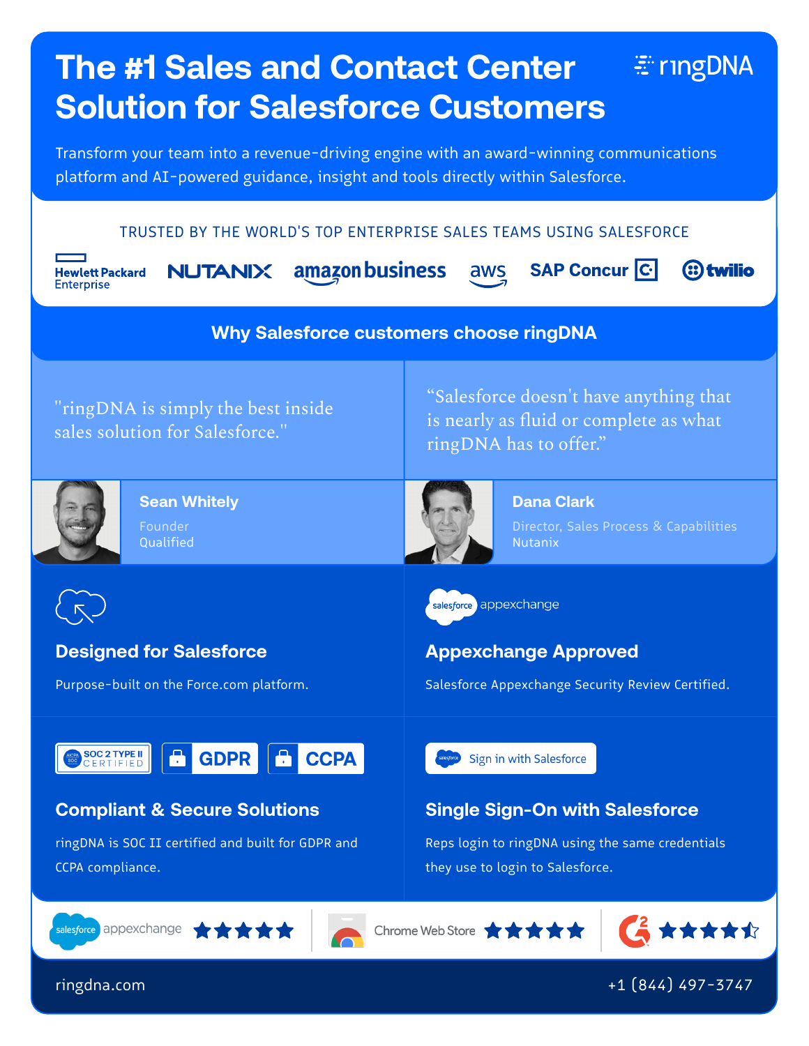# The #1 Sales and Contact Center Solution for Salesforce Customers

ringDNA

Transform your team into a revenue-driving engine with an award-winning communications platform and AI-powered guidance, insight and tools directly within Salesforce.

TRUSTED BY THE WORLD'S TOP ENTERPRISE SALES TEAMS USING SALESFORCE

Hewlett Packard Enterprise · NUTANIX · amazon business · aws · SAP Concur · twilio

## Why Salesforce customers choose ringDNA

"ringDNA is simply the best inside sales solution for Salesforce."

**Sean Whitely**
Founder
Qualified

"Salesforce doesn't have anything that is nearly as fluid or complete as what ringDNA has to offer."

**Dana Clark**
Director, Sales Process & Capabilities
Nutanix

### Designed for Salesforce

Purpose-built on the Force.com platform.

### Appexchange Approved

Salesforce Appexchange Security Review Certified.

SOC 2 TYPE II CERTIFIED · GDPR · CCPA

### Compliant & Secure Solutions

ringDNA is SOC II certified and built for GDPR and CCPA compliance.

Sign in with Salesforce

### Single Sign-On with Salesforce

Reps login to ringDNA using the same credentials they use to login to Salesforce.

salesforce appexchange ★★★★★ | Chrome Web Store ★★★★★ | G2 ★★★★½

ringdna.com

+1 (844) 497-3747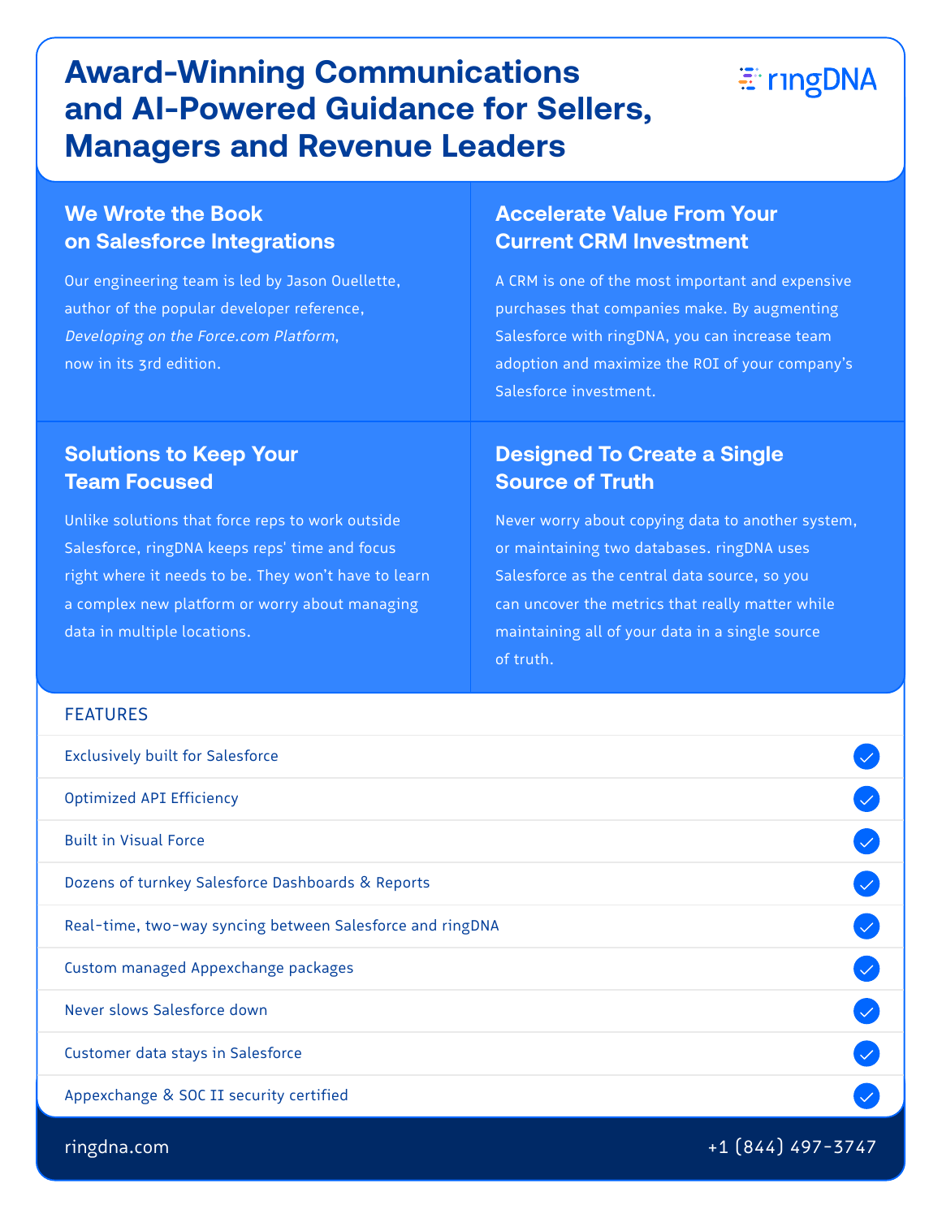# Award-Winning Communications and AI-Powered Guidance for Sellers, Managers and Revenue Leaders

ringDNA

## We Wrote the Book on Salesforce Integrations

Our engineering team is led by Jason Ouellette, author of the popular developer reference, *Developing on the Force.com Platform*, now in its 3rd edition.

## Accelerate Value From Your Current CRM Investment

A CRM is one of the most important and expensive purchases that companies make. By augmenting Salesforce with ringDNA, you can increase team adoption and maximize the ROI of your company's Salesforce investment.

## Solutions to Keep Your Team Focused

Unlike solutions that force reps to work outside Salesforce, ringDNA keeps reps' time and focus right where it needs to be. They won't have to learn a complex new platform or worry about managing data in multiple locations.

## Designed To Create a Single Source of Truth

Never worry about copying data to another system, or maintaining two databases. ringDNA uses Salesforce as the central data source, so you can uncover the metrics that really matter while maintaining all of your data in a single source of truth.

## FEATURES

- Exclusively built for Salesforce ✓
- Optimized API Efficiency ✓
- Built in Visual Force ✓
- Dozens of turnkey Salesforce Dashboards & Reports ✓
- Real-time, two-way syncing between Salesforce and ringDNA ✓
- Custom managed Appexchange packages ✓
- Never slows Salesforce down ✓
- Customer data stays in Salesforce ✓
- Appexchange & SOC II security certified ✓

ringdna.com

+1 (844) 497-3747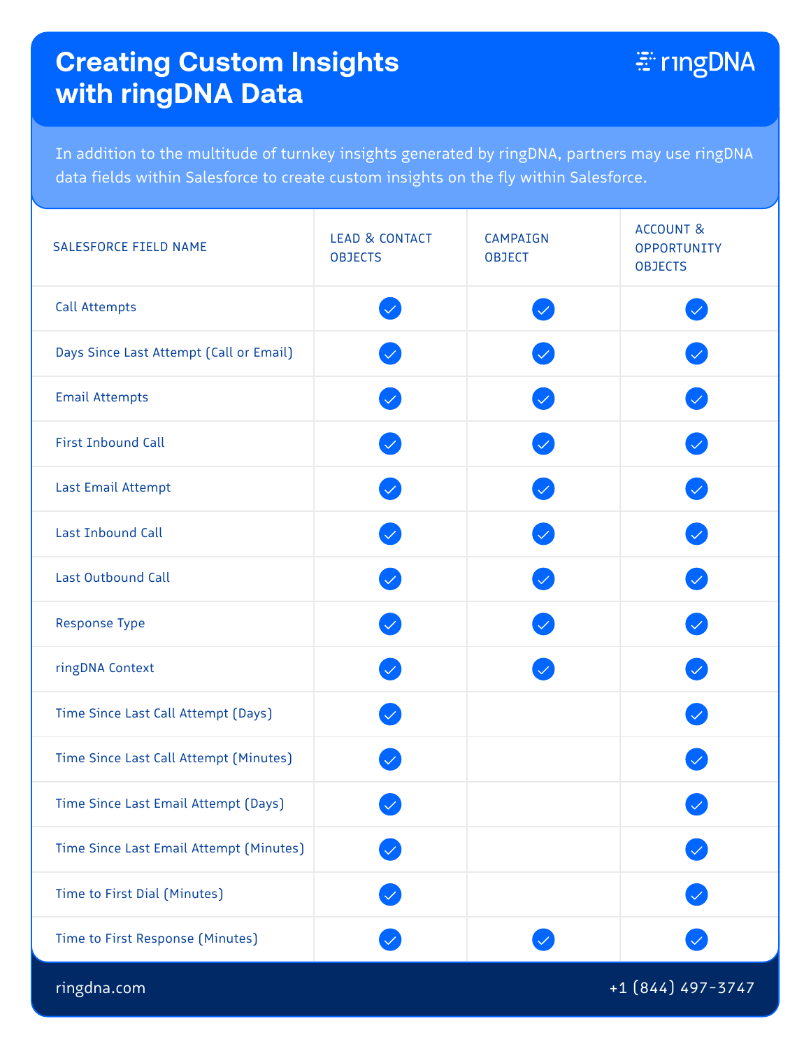# Creating Custom Insights with ringDNA Data

ringDNA

In addition to the multitude of turnkey insights generated by ringDNA, partners may use ringDNA data fields within Salesforce to create custom insights on the fly within Salesforce.

| SALESFORCE FIELD NAME | LEAD & CONTACT OBJECTS | CAMPAIGN OBJECT | ACCOUNT & OPPORTUNITY OBJECTS |
| --- | --- | --- | --- |
| Call Attempts | ✓ | ✓ | ✓ |
| Days Since Last Attempt (Call or Email) | ✓ | ✓ | ✓ |
| Email Attempts | ✓ | ✓ | ✓ |
| First Inbound Call | ✓ | ✓ | ✓ |
| Last Email Attempt | ✓ | ✓ | ✓ |
| Last Inbound Call | ✓ | ✓ | ✓ |
| Last Outbound Call | ✓ | ✓ | ✓ |
| Response Type | ✓ | ✓ | ✓ |
| ringDNA Context | ✓ | ✓ | ✓ |
| Time Since Last Call Attempt (Days) | ✓ | | ✓ |
| Time Since Last Call Attempt (Minutes) | ✓ | | ✓ |
| Time Since Last Email Attempt (Days) | ✓ | | ✓ |
| Time Since Last Email Attempt (Minutes) | ✓ | | ✓ |
| Time to First Dial (Minutes) | ✓ | | ✓ |
| Time to First Response (Minutes) | ✓ | ✓ | ✓ |

ringdna.com

+1 (844) 497-3747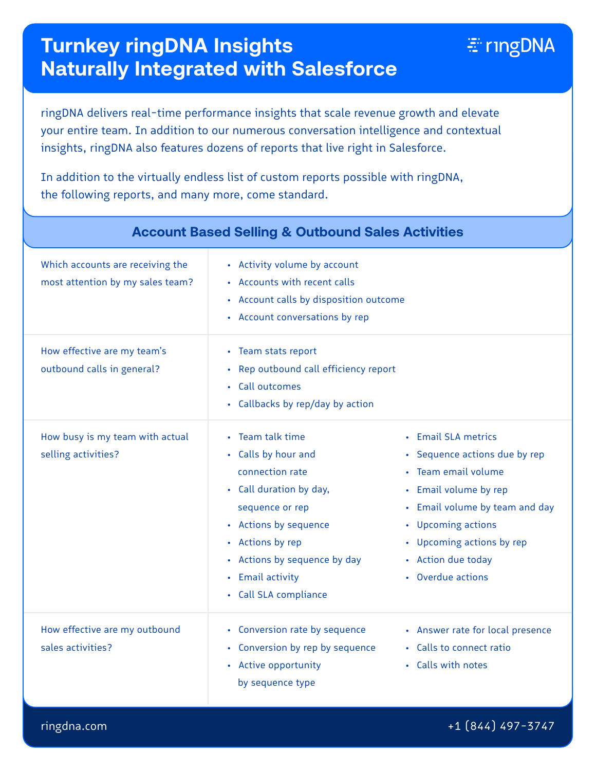# Turnkey ringDNA Insights Naturally Integrated with Salesforce

ringDNA

ringDNA delivers real-time performance insights that scale revenue growth and elevate your entire team. In addition to our numerous conversation intelligence and contextual insights, ringDNA also features dozens of reports that live right in Salesforce.

In addition to the virtually endless list of custom reports possible with ringDNA, the following reports, and many more, come standard.

## Account Based Selling & Outbound Sales Activities

| | |
|---|---|
| Which accounts are receiving the most attention by my sales team? | • Activity volume by account<br>• Accounts with recent calls<br>• Account calls by disposition outcome<br>• Account conversations by rep |
| How effective are my team's outbound calls in general? | • Team stats report<br>• Rep outbound call efficiency report<br>• Call outcomes<br>• Callbacks by rep/day by action |
| How busy is my team with actual selling activities? | • Team talk time<br>• Calls by hour and connection rate<br>• Call duration by day, sequence or rep<br>• Actions by sequence<br>• Actions by rep<br>• Actions by sequence by day<br>• Email activity<br>• Call SLA compliance<br>• Email SLA metrics<br>• Sequence actions due by rep<br>• Team email volume<br>• Email volume by rep<br>• Email volume by team and day<br>• Upcoming actions<br>• Upcoming actions by rep<br>• Action due today<br>• Overdue actions |
| How effective are my outbound sales activities? | • Conversion rate by sequence<br>• Conversion by rep by sequence<br>• Active opportunity by sequence type<br>• Answer rate for local presence<br>• Calls to connect ratio<br>• Calls with notes |

ringdna.com

+1 (844) 497-3747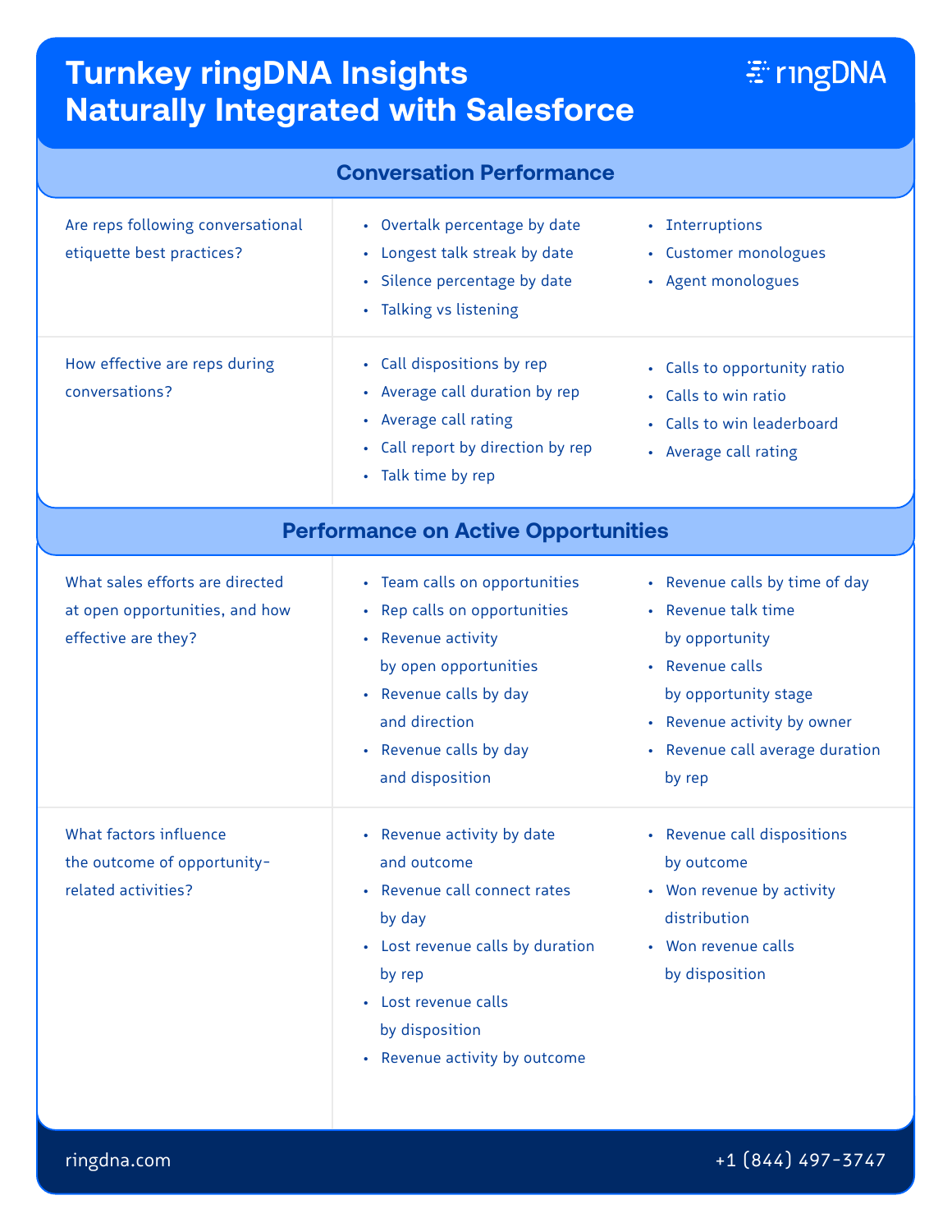# Turnkey ringDNA Insights Naturally Integrated with Salesforce

ringDNA

## Conversation Performance

| | | |
|---|---|---|
| Are reps following conversational etiquette best practices? | • Overtalk percentage by date<br>• Longest talk streak by date<br>• Silence percentage by date<br>• Talking vs listening | • Interruptions<br>• Customer monologues<br>• Agent monologues |
| How effective are reps during conversations? | • Call dispositions by rep<br>• Average call duration by rep<br>• Average call rating<br>• Call report by direction by rep<br>• Talk time by rep | • Calls to opportunity ratio<br>• Calls to win ratio<br>• Calls to win leaderboard<br>• Average call rating |

## Performance on Active Opportunities

| | | |
|---|---|---|
| What sales efforts are directed at open opportunities, and how effective are they? | • Team calls on opportunities<br>• Rep calls on opportunities<br>• Revenue activity by open opportunities<br>• Revenue calls by day and direction<br>• Revenue calls by day and disposition | • Revenue calls by time of day<br>• Revenue talk time by opportunity<br>• Revenue calls by opportunity stage<br>• Revenue activity by owner<br>• Revenue call average duration by rep |
| What factors influence the outcome of opportunity-related activities? | • Revenue activity by date and outcome<br>• Revenue call connect rates by day<br>• Lost revenue calls by duration by rep<br>• Lost revenue calls by disposition<br>• Revenue activity by outcome | • Revenue call dispositions by outcome<br>• Won revenue by activity distribution<br>• Won revenue calls by disposition |

ringdna.com

+1 (844) 497-3747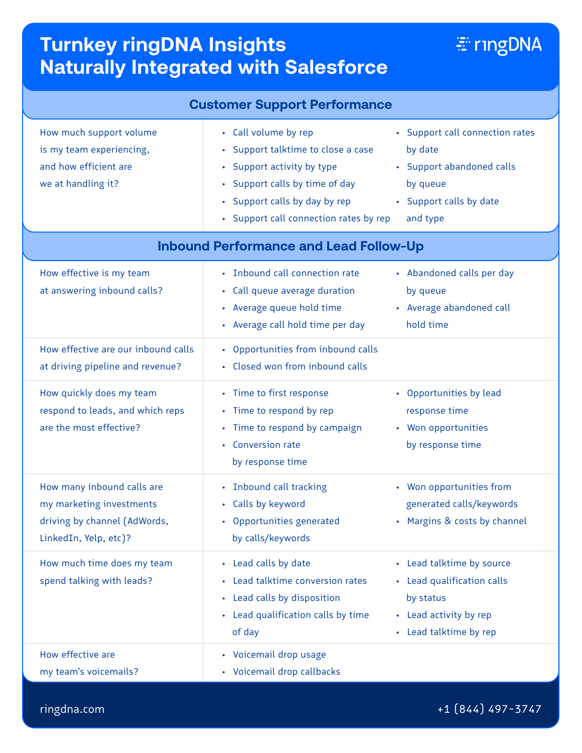# Turkey ringDNA Insights Naturally Integrated with Salesforce

ringDNA

## Customer Support Performance

| | |
|---|---|
| How much support volume is my team experiencing, and how efficient are we at handling it? | • Call volume by rep<br>• Support talktime to close a case<br>• Support activity by type<br>• Support calls by time of day<br>• Support calls by day by rep<br>• Support call connection rates by rep<br>• Support call connection rates by date<br>• Support abandoned calls by queue<br>• Support calls by date and type |

## Inbound Performance and Lead Follow-Up

| | |
|---|---|
| How effective is my team at answering inbound calls? | • Inbound call connection rate<br>• Call queue average duration<br>• Average queue hold time<br>• Average call hold time per day<br>• Abandoned calls per day by queue<br>• Average abandoned call hold time |
| How effective are our inbound calls at driving pipeline and revenue? | • Opportunities from inbound calls<br>• Closed won from inbound calls |
| How quickly does my team respond to leads, and which reps are the most effective? | • Time to first response<br>• Time to respond by rep<br>• Time to respond by campaign<br>• Conversion rate by response time<br>• Opportunities by lead response time<br>• Won opportunities by response time |
| How many inbound calls are my marketing investments driving by channel (AdWords, LinkedIn, Yelp, etc)? | • Inbound call tracking<br>• Calls by keyword<br>• Opportunities generated by calls/keywords<br>• Won opportunities from generated calls/keywords<br>• Margins & costs by channel |
| How much time does my team spend talking with leads? | • Lead calls by date<br>• Lead talktime conversion rates<br>• Lead calls by disposition<br>• Lead qualification calls by time of day<br>• Lead talktime by source<br>• Lead qualification calls by status<br>• Lead activity by rep<br>• Lead talktime by rep |
| How effective are my team's voicemails? | • Voicemail drop usage<br>• Voicemail drop callbacks |

ringdna.com

+1 (844) 497-3747

# Turnkey ringDNA Insights Naturally Integrated with Salesforce

ringDNA

## Customer Support Performance

| | |
|---|---|
| How much support volume is my team experiencing, and how efficient are we at handling it? | • Call volume by rep<br>• Support talktime to close a case<br>• Support activity by type<br>• Support calls by time of day<br>• Support calls by day by rep<br>• Support call connection rates by rep<br>• Support call connection rates by date<br>• Support abandoned calls by queue<br>• Support calls by date and type |

## Inbound Performance and Lead Follow-Up

| | |
|---|---|
| How effective is my team at answering inbound calls? | • Inbound call connection rate<br>• Call queue average duration<br>• Average queue hold time<br>• Average call hold time per day<br>• Abandoned calls per day by queue<br>• Average abandoned call hold time |
| How effective are our inbound calls at driving pipeline and revenue? | • Opportunities from inbound calls<br>• Closed won from inbound calls |
| How quickly does my team respond to leads, and which reps are the most effective? | • Time to first response<br>• Time to respond by rep<br>• Time to respond by campaign<br>• Conversion rate by response time<br>• Opportunities by lead response time<br>• Won opportunities by response time |
| How many inbound calls are my marketing investments driving by channel (AdWords, LinkedIn, Yelp, etc)? | • Inbound call tracking<br>• Calls by keyword<br>• Opportunities generated by calls/keywords<br>• Won opportunities from generated calls/keywords<br>• Margins & costs by channel |
| How much time does my team spend talking with leads? | • Lead calls by date<br>• Lead talktime conversion rates<br>• Lead calls by disposition<br>• Lead qualification calls by time of day<br>• Lead talktime by source<br>• Lead qualification calls by status<br>• Lead activity by rep<br>• Lead talktime by rep |
| How effective are my team's voicemails? | • Voicemail drop usage<br>• Voicemail drop callbacks |

ringdna.com

+1 (844) 497-3747